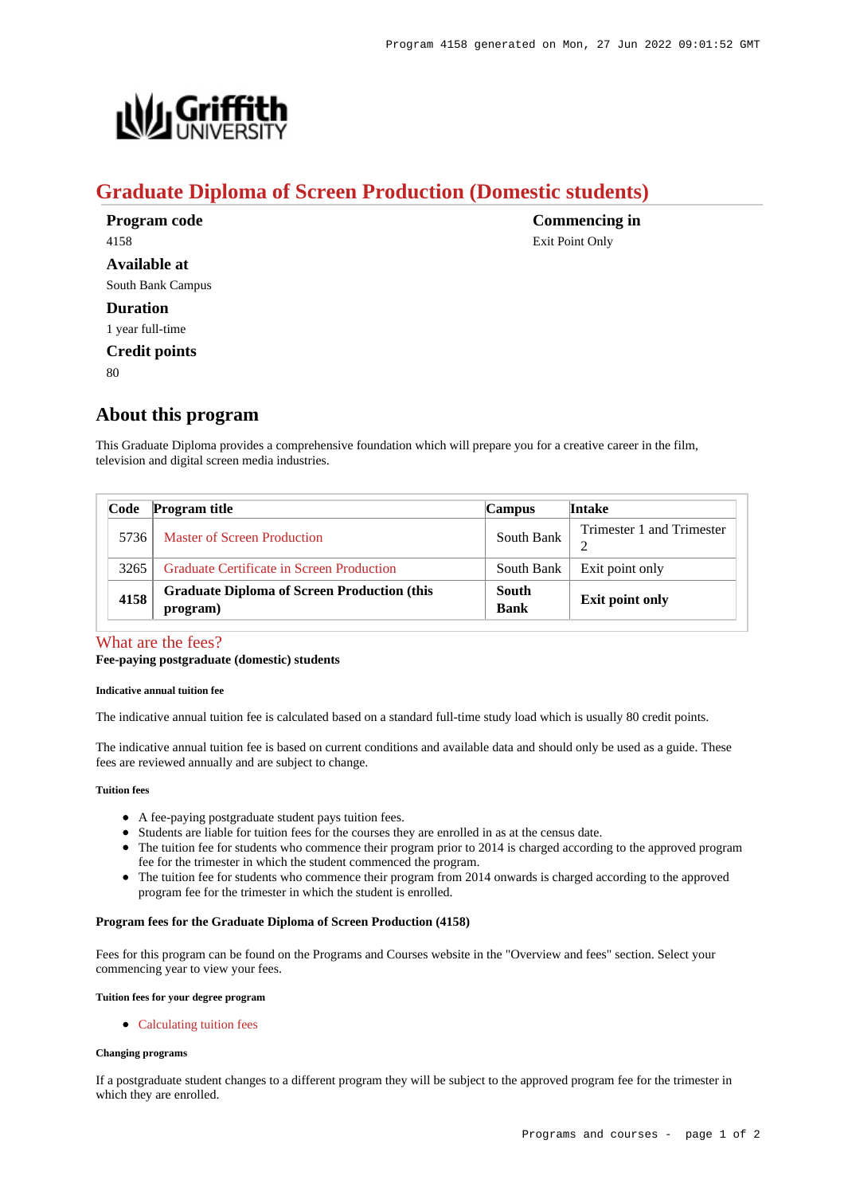# Graduate Diploma of Screen Production (Domestic students)

**Program code**
4158

**Available at**
South Bank Campus

**Duration**
1 year full-time

**Credit points**
80

**Commencing in**
Exit Point Only

## About this program

This Graduate Diploma provides a comprehensive foundation which will prepare you for a creative career in the film, television and digital screen media industries.

| Code | Program title | Campus | Intake |
|---|---|---|---|
| 5736 | Master of Screen Production | South Bank | Trimester 1 and Trimester 2 |
| 3265 | Graduate Certificate in Screen Production | South Bank | Exit point only |
| **4158** | **Graduate Diploma of Screen Production (this program)** | **South Bank** | **Exit point only** |

## What are the fees?

**Fee-paying postgraduate (domestic) students**

##### Indicative annual tuition fee

The indicative annual tuition fee is calculated based on a standard full-time study load which is usually 80 credit points.

The indicative annual tuition fee is based on current conditions and available data and should only be used as a guide. These fees are reviewed annually and are subject to change.

##### Tuition fees

- A fee-paying postgraduate student pays tuition fees.
- Students are liable for tuition fees for the courses they are enrolled in as at the census date.
- The tuition fee for students who commence their program prior to 2014 is charged according to the approved program fee for the trimester in which the student commenced the program.
- The tuition fee for students who commence their program from 2014 onwards is charged according to the approved program fee for the trimester in which the student is enrolled.

**Program fees for the Graduate Diploma of Screen Production (4158)**

Fees for this program can be found on the Programs and Courses website in the "Overview and fees" section. Select your commencing year to view your fees.

##### Tuition fees for your degree program

- Calculating tuition fees

##### Changing programs

If a postgraduate student changes to a different program they will be subject to the approved program fee for the trimester in which they are enrolled.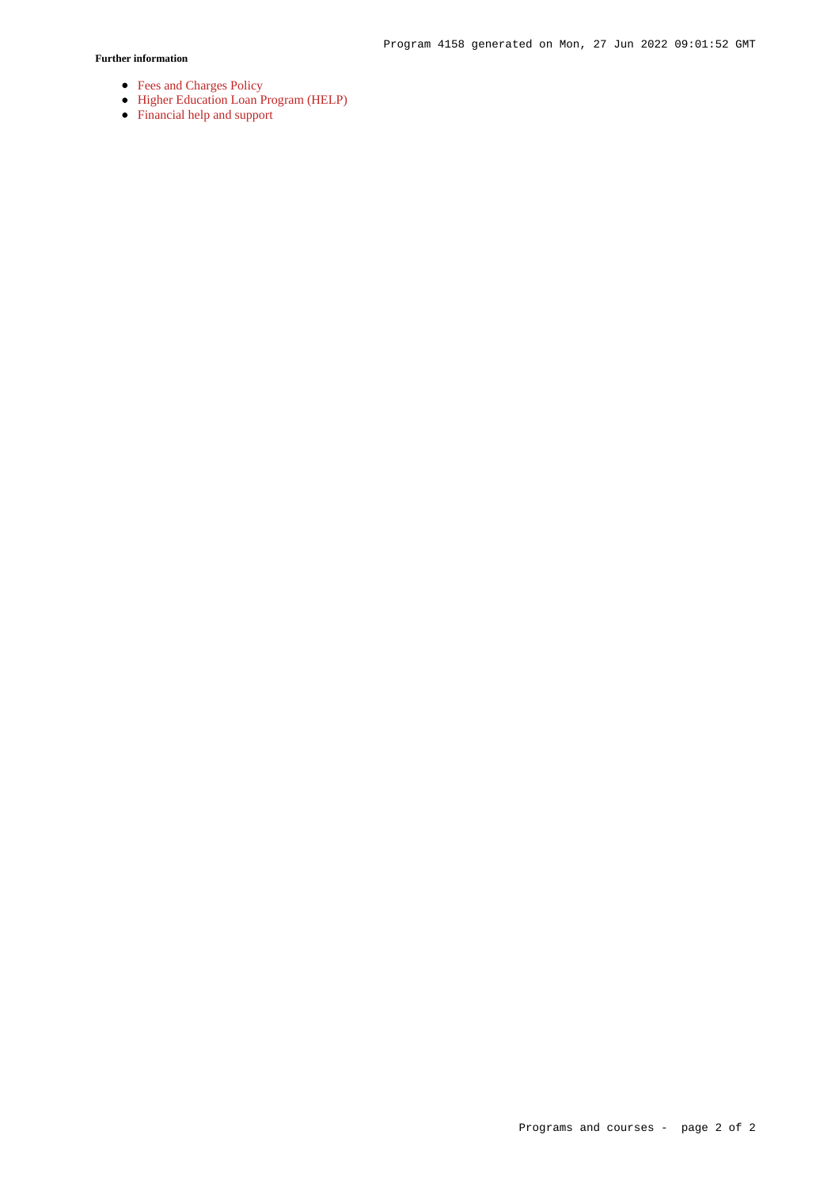**Further information**

- Fees and Charges Policy
- Higher Education Loan Program (HELP)
- Financial help and support